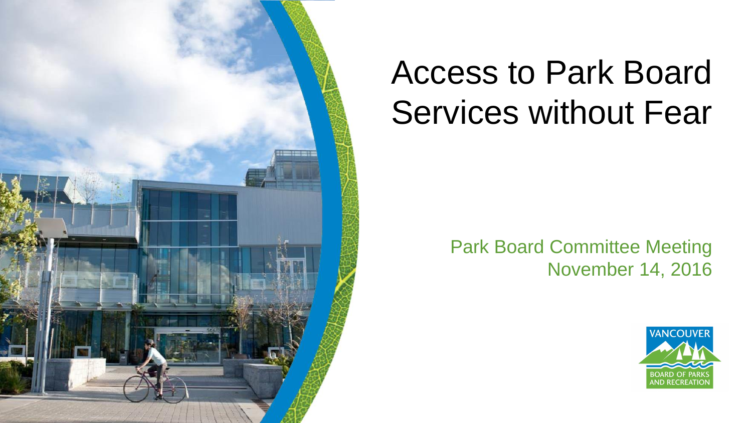# Access to Park Board Services without Fear

Park Board Committee Meeting
November 14, 2016

VANCOUVER
BOARD OF PARKS AND RECREATION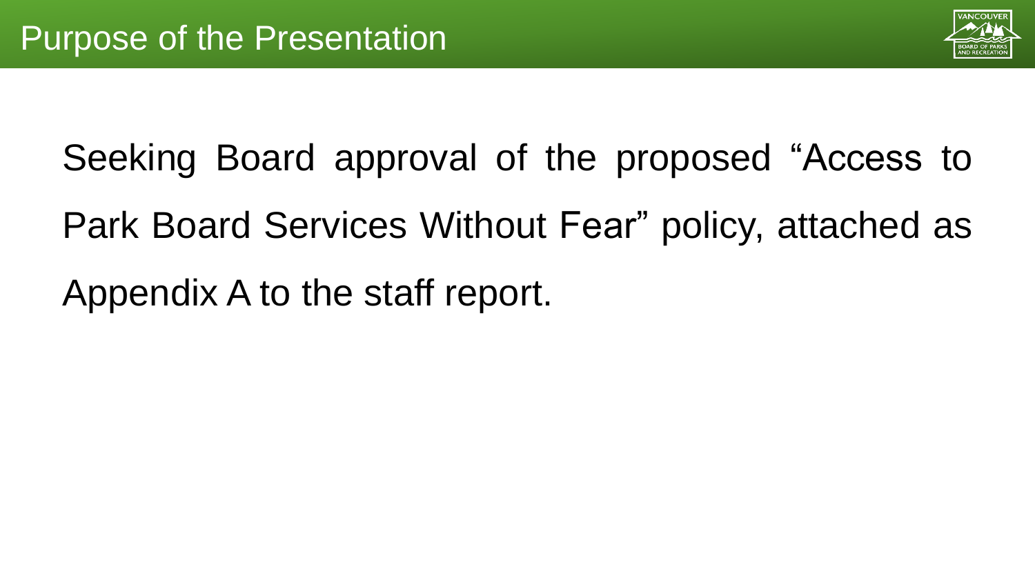# Purpose of the Presentation

Seeking Board approval of the proposed “Access to Park Board Services Without Fear” policy, attached as Appendix A to the staff report.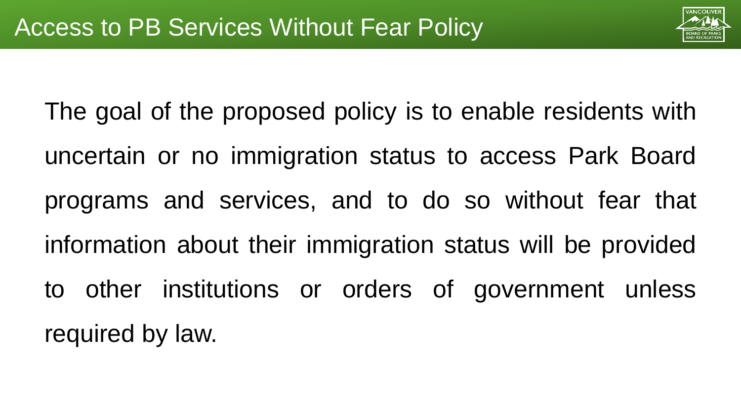# Access to PB Services Without Fear Policy

The goal of the proposed policy is to enable residents with uncertain or no immigration status to access Park Board programs and services, and to do so without fear that information about their immigration status will be provided to other institutions or orders of government unless required by law.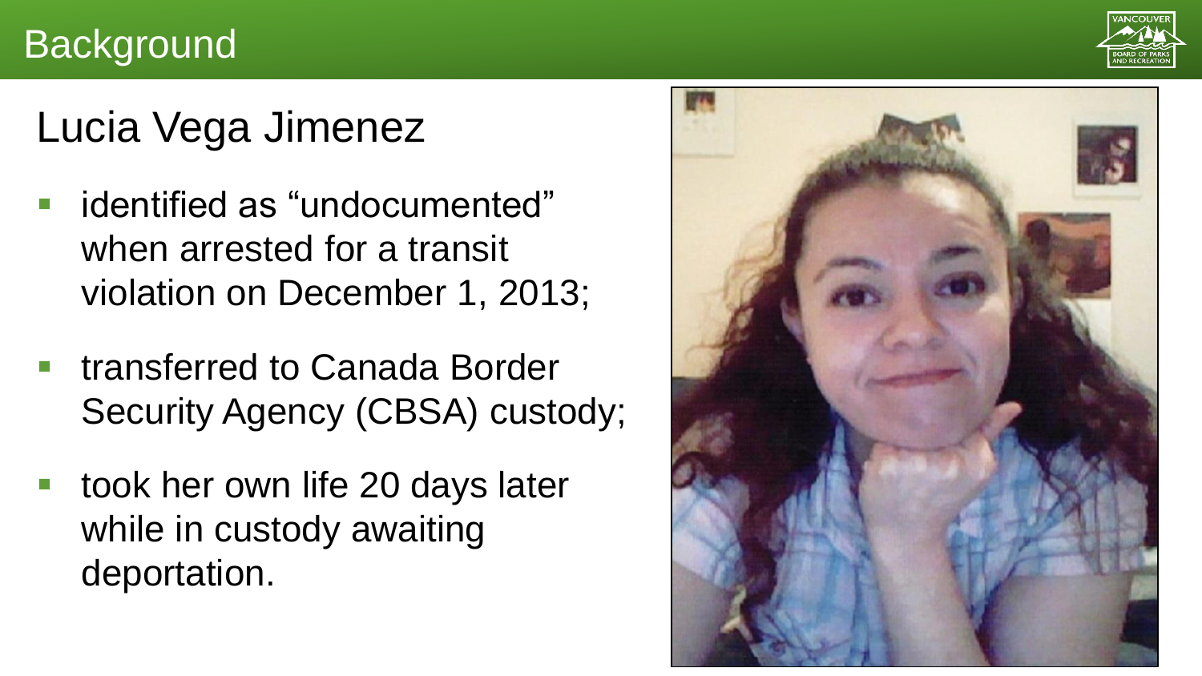# Background

## Lucia Vega Jimenez

- identified as "undocumented" when arrested for a transit violation on December 1, 2013;
- transferred to Canada Border Security Agency (CBSA) custody;
- took her own life 20 days later while in custody awaiting deportation.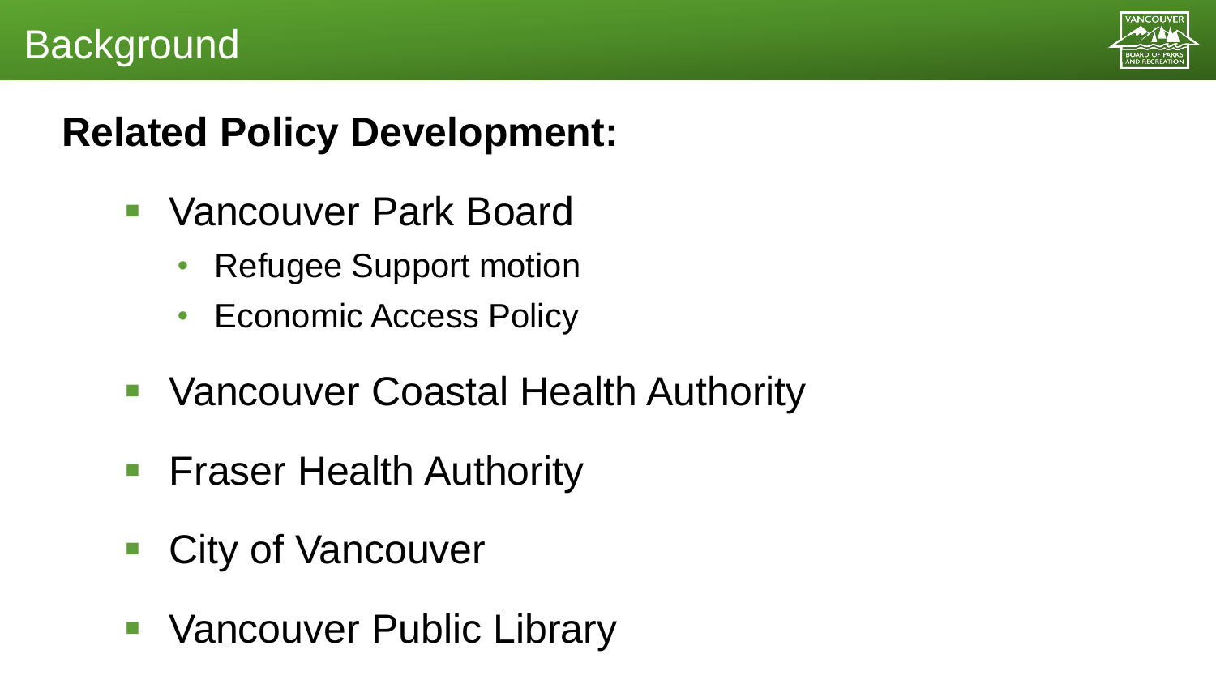# Background

## Related Policy Development:

- Vancouver Park Board
  - Refugee Support motion
  - Economic Access Policy
- Vancouver Coastal Health Authority
- Fraser Health Authority
- City of Vancouver
- Vancouver Public Library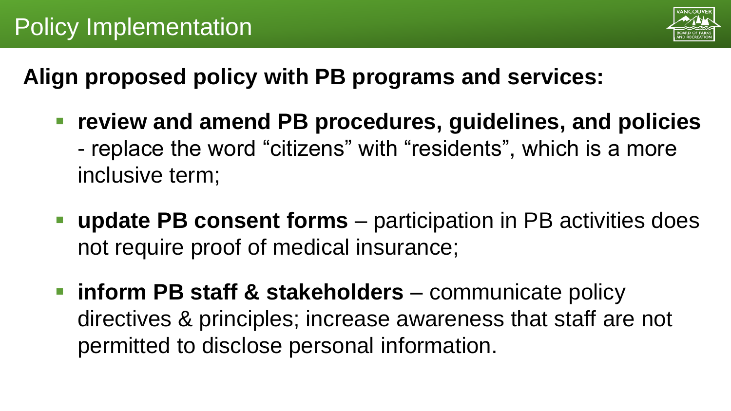# Policy Implementation

**Align proposed policy with PB programs and services:**

- **review and amend PB procedures, guidelines, and policies** - replace the word "citizens" with "residents", which is a more inclusive term;
- **update PB consent forms** – participation in PB activities does not require proof of medical insurance;
- **inform PB staff & stakeholders** – communicate policy directives & principles; increase awareness that staff are not permitted to disclose personal information.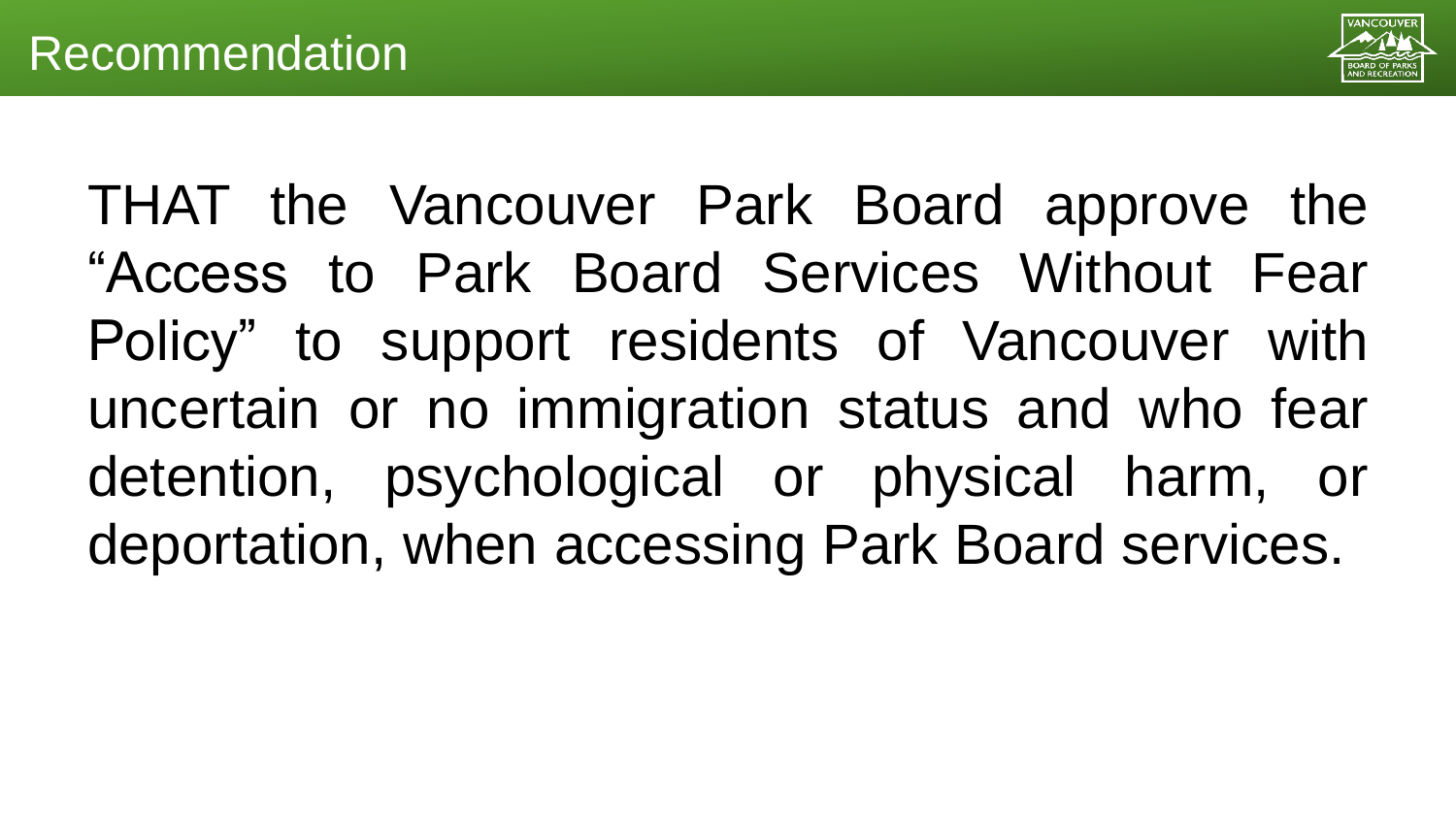# Recommendation

THAT the Vancouver Park Board approve the "Access to Park Board Services Without Fear Policy" to support residents of Vancouver with uncertain or no immigration status and who fear detention, psychological or physical harm, or deportation, when accessing Park Board services.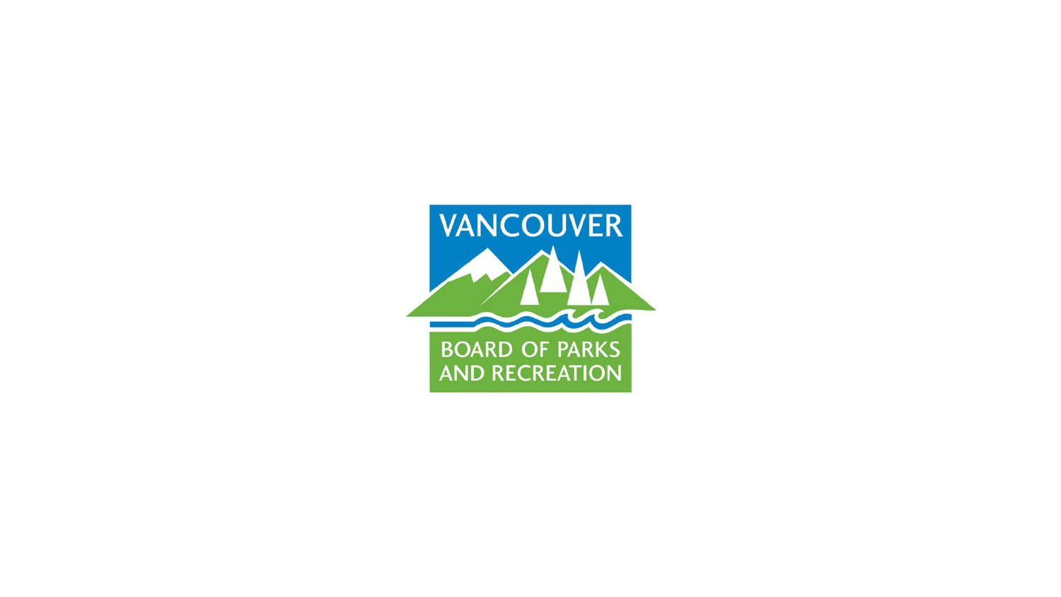VANCOUVER

BOARD OF PARKS AND RECREATION